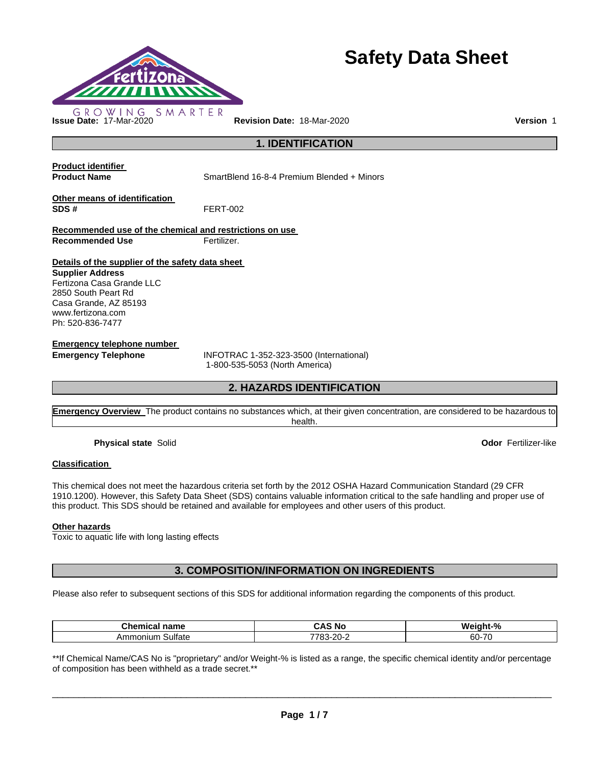# Safety Data Sheet

GROWING SMARTER

**Issue Date:** 17-Mar-2020 **Revision Date:** 18-Mar-2020 **Version** 1

## 1. IDENTIFICATION

**Product identifier**

**Product Name** SmartBlend 16-8-4 Premium Blended + Minors

**Other means of identification**

**SDS #** FERT-002

**Recommended use of the chemical and restrictions on use**

**Recommended Use** Fertilizer.

**Details of the supplier of the safety data sheet**

**Supplier Address**
Fertizona Casa Grande LLC
2850 South Peart Rd
Casa Grande, AZ 85193
www.fertizona.com
Ph: 520-836-7477

**Emergency telephone number**

**Emergency Telephone** INFOTRAC 1-352-323-3500 (International)
1-800-535-5053 (North America)

## 2. HAZARDS IDENTIFICATION

**Emergency Overview** The product contains no substances which, at their given concentration, are considered to be hazardous to health.

**Physical state** Solid **Odor** Fertilizer-like

**Classification**

This chemical does not meet the hazardous criteria set forth by the 2012 OSHA Hazard Communication Standard (29 CFR 1910.1200). However, this Safety Data Sheet (SDS) contains valuable information critical to the safe handling and proper use of this product. This SDS should be retained and available for employees and other users of this product.

**Other hazards**

Toxic to aquatic life with long lasting effects

## 3. COMPOSITION/INFORMATION ON INGREDIENTS

Please also refer to subsequent sections of this SDS for additional information regarding the components of this product.

| Chemical name | CAS No | Weight-% |
|---|---|---|
| Ammonium Sulfate | 7783-20-2 | 60-70 |

**If Chemical Name/CAS No is "proprietary" and/or Weight-% is listed as a range, the specific chemical identity and/or percentage of composition has been withheld as a trade secret.**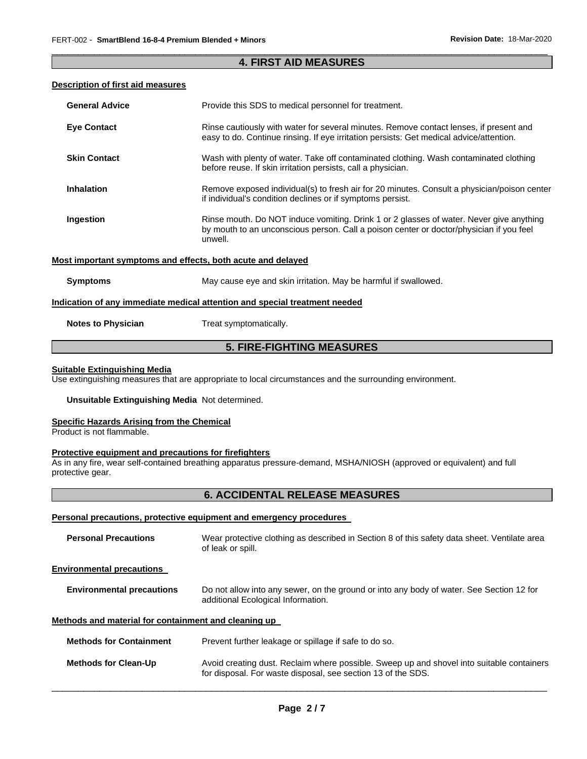## 4. FIRST AID MEASURES

### Description of first aid measures

**General Advice** Provide this SDS to medical personnel for treatment.

**Eye Contact** Rinse cautiously with water for several minutes. Remove contact lenses, if present and easy to do. Continue rinsing. If eye irritation persists: Get medical advice/attention.

**Skin Contact** Wash with plenty of water. Take off contaminated clothing. Wash contaminated clothing before reuse. If skin irritation persists, call a physician.

**Inhalation** Remove exposed individual(s) to fresh air for 20 minutes. Consult a physician/poison center if individual's condition declines or if symptoms persist.

**Ingestion** Rinse mouth. Do NOT induce vomiting. Drink 1 or 2 glasses of water. Never give anything by mouth to an unconscious person. Call a poison center or doctor/physician if you feel unwell.

### Most important symptoms and effects, both acute and delayed

**Symptoms** May cause eye and skin irritation. May be harmful if swallowed.

### Indication of any immediate medical attention and special treatment needed

**Notes to Physician** Treat symptomatically.

## 5. FIRE-FIGHTING MEASURES

### Suitable Extinguishing Media

Use extinguishing measures that are appropriate to local circumstances and the surrounding environment.

**Unsuitable Extinguishing Media** Not determined.

### Specific Hazards Arising from the Chemical

Product is not flammable.

### Protective equipment and precautions for firefighters

As in any fire, wear self-contained breathing apparatus pressure-demand, MSHA/NIOSH (approved or equivalent) and full protective gear.

## 6. ACCIDENTAL RELEASE MEASURES

### Personal precautions, protective equipment and emergency procedures

**Personal Precautions** Wear protective clothing as described in Section 8 of this safety data sheet. Ventilate area of leak or spill.

### Environmental precautions

**Environmental precautions** Do not allow into any sewer, on the ground or into any body of water. See Section 12 for additional Ecological Information.

### Methods and material for containment and cleaning up

**Methods for Containment** Prevent further leakage or spillage if safe to do so.

**Methods for Clean-Up** Avoid creating dust. Reclaim where possible. Sweep up and shovel into suitable containers for disposal. For waste disposal, see section 13 of the SDS.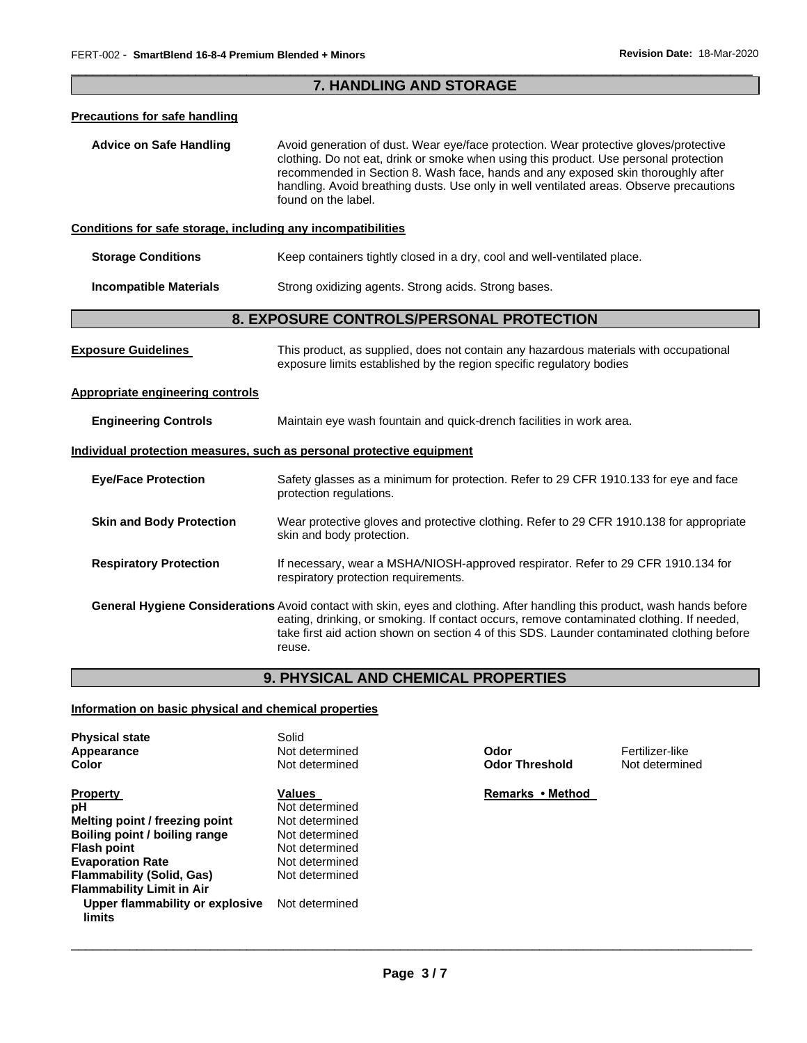## 7. HANDLING AND STORAGE

### Precautions for safe handling

**Advice on Safe Handling** Avoid generation of dust. Wear eye/face protection. Wear protective gloves/protective clothing. Do not eat, drink or smoke when using this product. Use personal protection recommended in Section 8. Wash face, hands and any exposed skin thoroughly after handling. Avoid breathing dusts. Use only in well ventilated areas. Observe precautions found on the label.

### Conditions for safe storage, including any incompatibilities

**Storage Conditions** Keep containers tightly closed in a dry, cool and well-ventilated place.

**Incompatible Materials** Strong oxidizing agents. Strong acids. Strong bases.

## 8. EXPOSURE CONTROLS/PERSONAL PROTECTION

**Exposure Guidelines** This product, as supplied, does not contain any hazardous materials with occupational exposure limits established by the region specific regulatory bodies

### Appropriate engineering controls

**Engineering Controls** Maintain eye wash fountain and quick-drench facilities in work area.

### Individual protection measures, such as personal protective equipment

**Eye/Face Protection** Safety glasses as a minimum for protection. Refer to 29 CFR 1910.133 for eye and face protection regulations.

**Skin and Body Protection** Wear protective gloves and protective clothing. Refer to 29 CFR 1910.138 for appropriate skin and body protection.

**Respiratory Protection** If necessary, wear a MSHA/NIOSH-approved respirator. Refer to 29 CFR 1910.134 for respiratory protection requirements.

**General Hygiene Considerations** Avoid contact with skin, eyes and clothing. After handling this product, wash hands before eating, drinking, or smoking. If contact occurs, remove contaminated clothing. If needed, take first aid action shown on section 4 of this SDS. Launder contaminated clothing before reuse.

## 9. PHYSICAL AND CHEMICAL PROPERTIES

### Information on basic physical and chemical properties

| | | | |
|---|---|---|---|
| **Physical state** | Solid | | |
| **Appearance** | Not determined | **Odor** | Fertilizer-like |
| **Color** | Not determined | **Odor Threshold** | Not determined |

| **Property** | **Values** | **Remarks • Method** |
|---|---|---|
| **pH** | Not determined | |
| **Melting point / freezing point** | Not determined | |
| **Boiling point / boiling range** | Not determined | |
| **Flash point** | Not determined | |
| **Evaporation Rate** | Not determined | |
| **Flammability (Solid, Gas)** | Not determined | |
| **Flammability Limit in Air** | | |
| **Upper flammability or explosive limits** | Not determined | |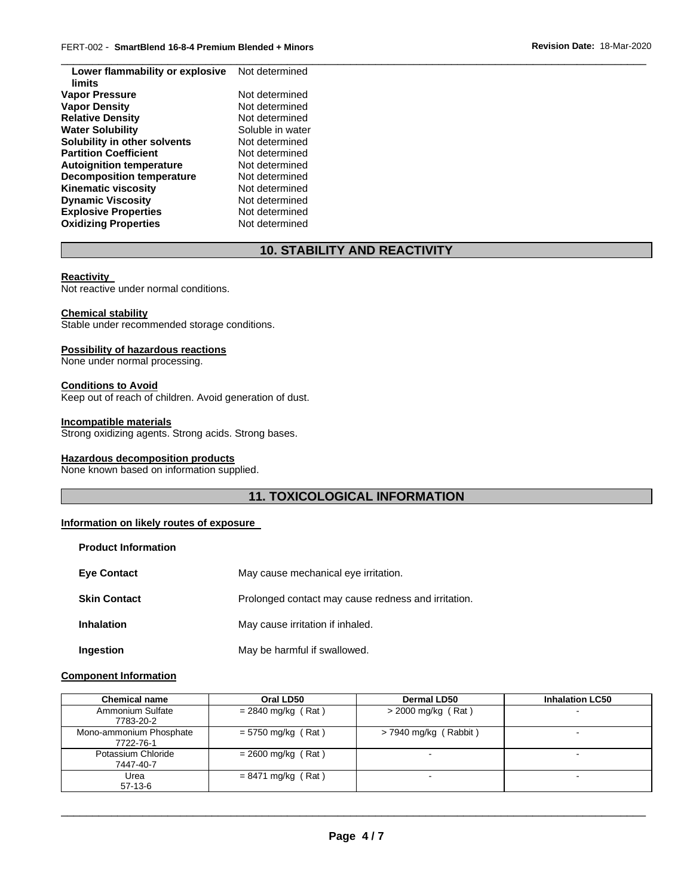| | |
|---|---|
| **Lower flammability or explosive limits** | Not determined |
| **Vapor Pressure** | Not determined |
| **Vapor Density** | Not determined |
| **Relative Density** | Not determined |
| **Water Solubility** | Soluble in water |
| **Solubility in other solvents** | Not determined |
| **Partition Coefficient** | Not determined |
| **Autoignition temperature** | Not determined |
| **Decomposition temperature** | Not determined |
| **Kinematic viscosity** | Not determined |
| **Dynamic Viscosity** | Not determined |
| **Explosive Properties** | Not determined |
| **Oxidizing Properties** | Not determined |

## 10. STABILITY AND REACTIVITY

**Reactivity**

Not reactive under normal conditions.

**Chemical stability**

Stable under recommended storage conditions.

**Possibility of hazardous reactions**

None under normal processing.

**Conditions to Avoid**

Keep out of reach of children. Avoid generation of dust.

**Incompatible materials**

Strong oxidizing agents. Strong acids. Strong bases.

**Hazardous decomposition products**

None known based on information supplied.

## 11. TOXICOLOGICAL INFORMATION

**Information on likely routes of exposure**

**Product Information**

| | |
|---|---|
| **Eye Contact** | May cause mechanical eye irritation. |
| **Skin Contact** | Prolonged contact may cause redness and irritation. |
| **Inhalation** | May cause irritation if inhaled. |
| **Ingestion** | May be harmful if swallowed. |

**Component Information**

| Chemical name | Oral LD50 | Dermal LD50 | Inhalation LC50 |
|---|---|---|---|
| Ammonium Sulfate 7783-20-2 | = 2840 mg/kg ( Rat ) | > 2000 mg/kg ( Rat ) | - |
| Mono-ammonium Phosphate 7722-76-1 | = 5750 mg/kg ( Rat ) | > 7940 mg/kg ( Rabbit ) | - |
| Potassium Chloride 7447-40-7 | = 2600 mg/kg ( Rat ) | - | - |
| Urea 57-13-6 | = 8471 mg/kg ( Rat ) | - | - |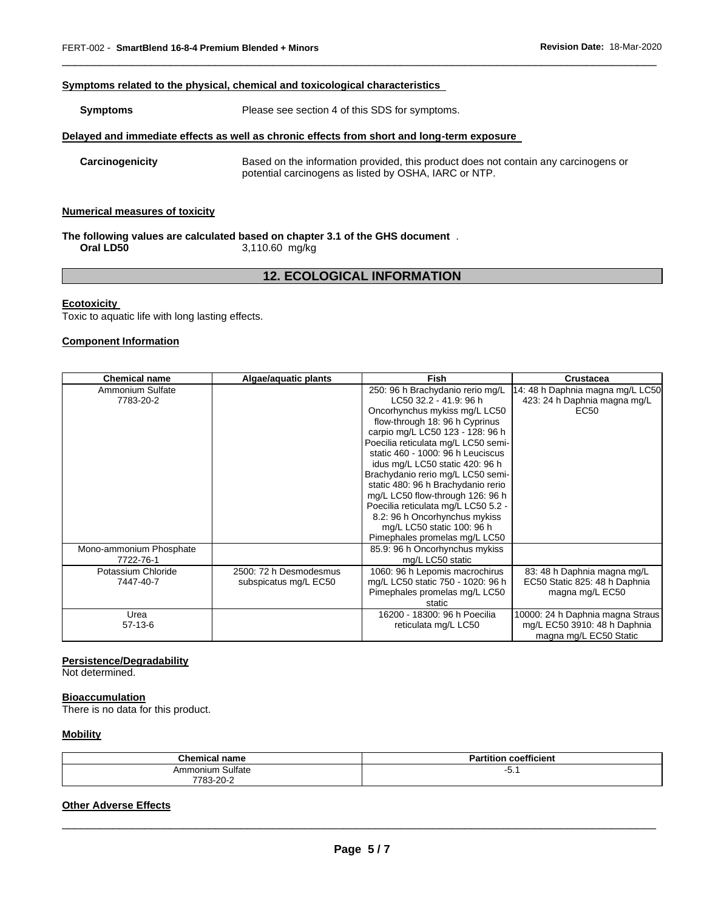#### Symptoms related to the physical, chemical and toxicological characteristics

**Symptoms** Please see section 4 of this SDS for symptoms.

#### Delayed and immediate effects as well as chronic effects from short and long-term exposure

**Carcinogenicity** Based on the information provided, this product does not contain any carcinogens or potential carcinogens as listed by OSHA, IARC or NTP.

#### Numerical measures of toxicity

**The following values are calculated based on chapter 3.1 of the GHS document** .

**Oral LD50** 3,110.60 mg/kg

## 12. ECOLOGICAL INFORMATION

#### Ecotoxicity

Toxic to aquatic life with long lasting effects.

#### Component Information

| Chemical name | Algae/aquatic plants | Fish | Crustacea |
|---|---|---|---|
| Ammonium Sulfate 7783-20-2 | | 250: 96 h Brachydanio rerio mg/L LC50 32.2 - 41.9: 96 h Oncorhynchus mykiss mg/L LC50 flow-through 18: 96 h Cyprinus carpio mg/L LC50 123 - 128: 96 h Poecilia reticulata mg/L LC50 semi-static 460 - 1000: 96 h Leuciscus idus mg/L LC50 static 420: 96 h Brachydanio rerio mg/L LC50 semi-static 480: 96 h Brachydanio rerio mg/L LC50 flow-through 126: 96 h Poecilia reticulata mg/L LC50 5.2 - 8.2: 96 h Oncorhynchus mykiss mg/L LC50 static 100: 96 h Pimephales promelas mg/L LC50 | 14: 48 h Daphnia magna mg/L LC50 423: 24 h Daphnia magna mg/L EC50 |
| Mono-ammonium Phosphate 7722-76-1 | | 85.9: 96 h Oncorhynchus mykiss mg/L LC50 static | |
| Potassium Chloride 7447-40-7 | 2500: 72 h Desmodesmus subspicatus mg/L EC50 | 1060: 96 h Lepomis macrochirus mg/L LC50 static 750 - 1020: 96 h Pimephales promelas mg/L LC50 static | 83: 48 h Daphnia magna mg/L EC50 Static 825: 48 h Daphnia magna mg/L EC50 |
| Urea 57-13-6 | | 16200 - 18300: 96 h Poecilia reticulata mg/L LC50 | 10000: 24 h Daphnia magna Straus mg/L EC50 3910: 48 h Daphnia magna mg/L EC50 Static |

#### Persistence/Degradability

Not determined.

#### Bioaccumulation

There is no data for this product.

#### Mobility

| Chemical name | Partition coefficient |
|---|---|
| Ammonium Sulfate 7783-20-2 | -5.1 |

#### Other Adverse Effects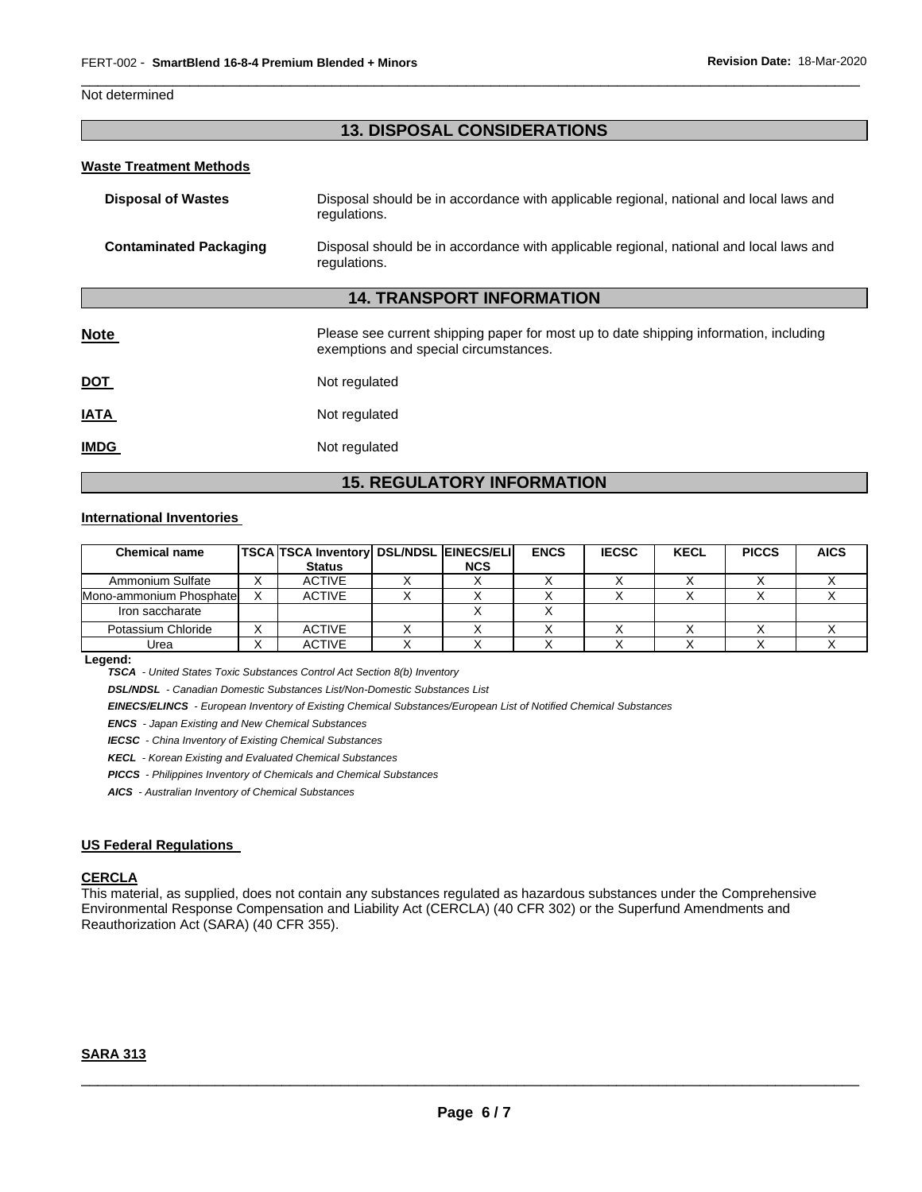Not determined

## 13. DISPOSAL CONSIDERATIONS

**Waste Treatment Methods**

**Disposal of Wastes** Disposal should be in accordance with applicable regional, national and local laws and regulations.

**Contaminated Packaging** Disposal should be in accordance with applicable regional, national and local laws and regulations.

## 14. TRANSPORT INFORMATION

**Note** Please see current shipping paper for most up to date shipping information, including exemptions and special circumstances.

**DOT** Not regulated

**IATA** Not regulated

**IMDG** Not regulated

## 15. REGULATORY INFORMATION

**International Inventories**

| Chemical name | TSCA | TSCA Inventory Status | DSL/NDSL | EINECS/ELINCS | ENCS | IECSC | KECL | PICCS | AICS |
|---|---|---|---|---|---|---|---|---|---|
| Ammonium Sulfate | X | ACTIVE | X | X | X | X | X | X | X |
| Mono-ammonium Phosphate | X | ACTIVE | X | X | X | X | X | X | X |
| Iron saccharate | | | | X | X | | | | |
| Potassium Chloride | X | ACTIVE | X | X | X | X | X | X | X |
| Urea | X | ACTIVE | X | X | X | X | X | X | X |

**Legend:**

***TSCA*** *- United States Toxic Substances Control Act Section 8(b) Inventory*

***DSL/NDSL*** *- Canadian Domestic Substances List/Non-Domestic Substances List*

***EINECS/ELINCS*** *- European Inventory of Existing Chemical Substances/European List of Notified Chemical Substances*

***ENCS*** *- Japan Existing and New Chemical Substances*

***IECSC*** *- China Inventory of Existing Chemical Substances*

***KECL*** *- Korean Existing and Evaluated Chemical Substances*

***PICCS*** *- Philippines Inventory of Chemicals and Chemical Substances*

***AICS*** *- Australian Inventory of Chemical Substances*

**US Federal Regulations**

**CERCLA**

This material, as supplied, does not contain any substances regulated as hazardous substances under the Comprehensive Environmental Response Compensation and Liability Act (CERCLA) (40 CFR 302) or the Superfund Amendments and Reauthorization Act (SARA) (40 CFR 355).

**SARA 313**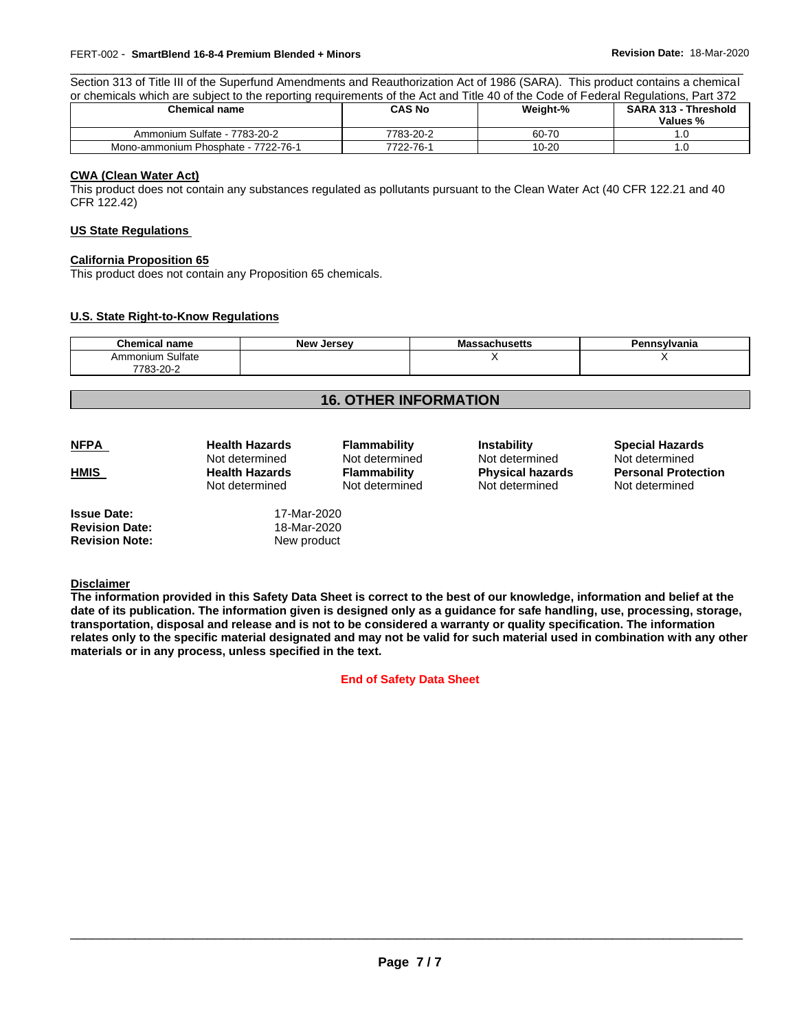Section 313 of Title III of the Superfund Amendments and Reauthorization Act of 1986 (SARA). This product contains a chemical or chemicals which are subject to the reporting requirements of the Act and Title 40 of the Code of Federal Regulations, Part 372

| Chemical name | CAS No | Weight-% | SARA 313 - Threshold Values % |
|---|---|---|---|
| Ammonium Sulfate - 7783-20-2 | 7783-20-2 | 60-70 | 1.0 |
| Mono-ammonium Phosphate - 7722-76-1 | 7722-76-1 | 10-20 | 1.0 |

**CWA (Clean Water Act)**

This product does not contain any substances regulated as pollutants pursuant to the Clean Water Act (40 CFR 122.21 and 40 CFR 122.42)

**US State Regulations**

**California Proposition 65**

This product does not contain any Proposition 65 chemicals.

**U.S. State Right-to-Know Regulations**

| Chemical name | New Jersey | Massachusetts | Pennsylvania |
|---|---|---|---|
| Ammonium Sulfate 7783-20-2 | | X | X |

## 16. OTHER INFORMATION

| | | | | |
|---|---|---|---|---|
| **NFPA** | **Health Hazards** Not determined | **Flammability** Not determined | **Instability** Not determined | **Special Hazards** Not determined |
| **HMIS** | **Health Hazards** Not determined | **Flammability** Not determined | **Physical hazards** Not determined | **Personal Protection** Not determined |

**Issue Date:** 17-Mar-2020
**Revision Date:** 18-Mar-2020
**Revision Note:** New product

**Disclaimer**

**The information provided in this Safety Data Sheet is correct to the best of our knowledge, information and belief at the date of its publication. The information given is designed only as a guidance for safe handling, use, processing, storage, transportation, disposal and release and is not to be considered a warranty or quality specification. The information relates only to the specific material designated and may not be valid for such material used in combination with any other materials or in any process, unless specified in the text.**

**End of Safety Data Sheet**